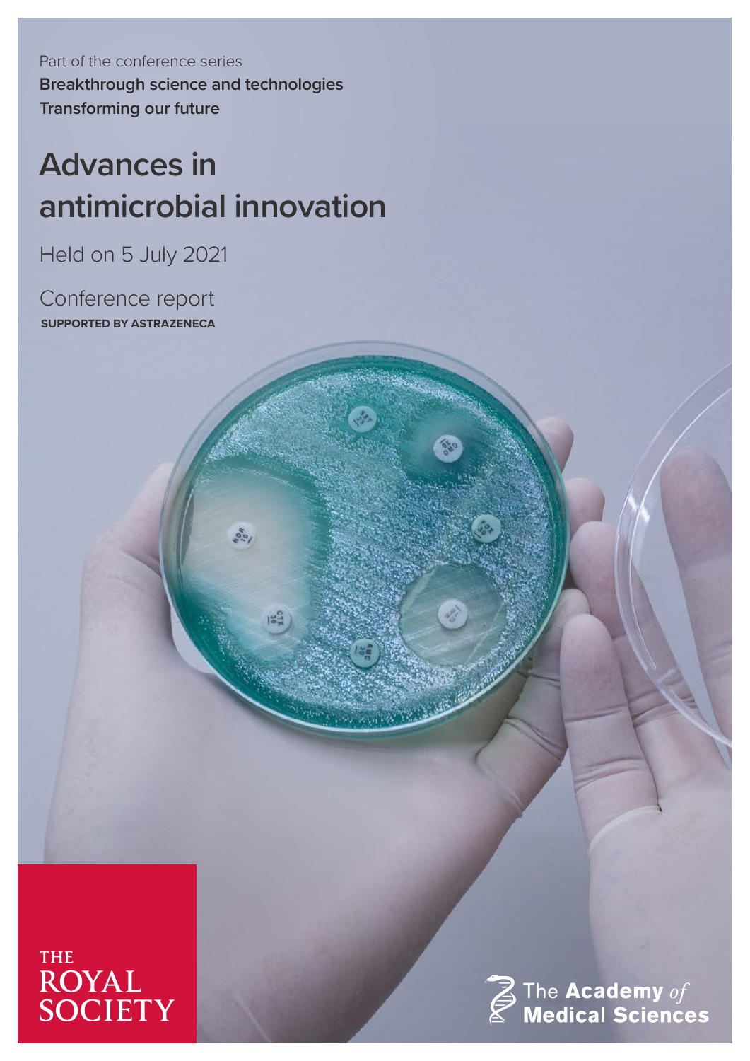Part of the conference series

**Breakthrough science and technologies**

**Transforming our future**

# Advances in antimicrobial innovation

Held on 5 July 2021

Conference report

**SUPPORTED BY ASTRAZENECA**

THE ROYAL SOCIETY

The Academy of Medical Sciences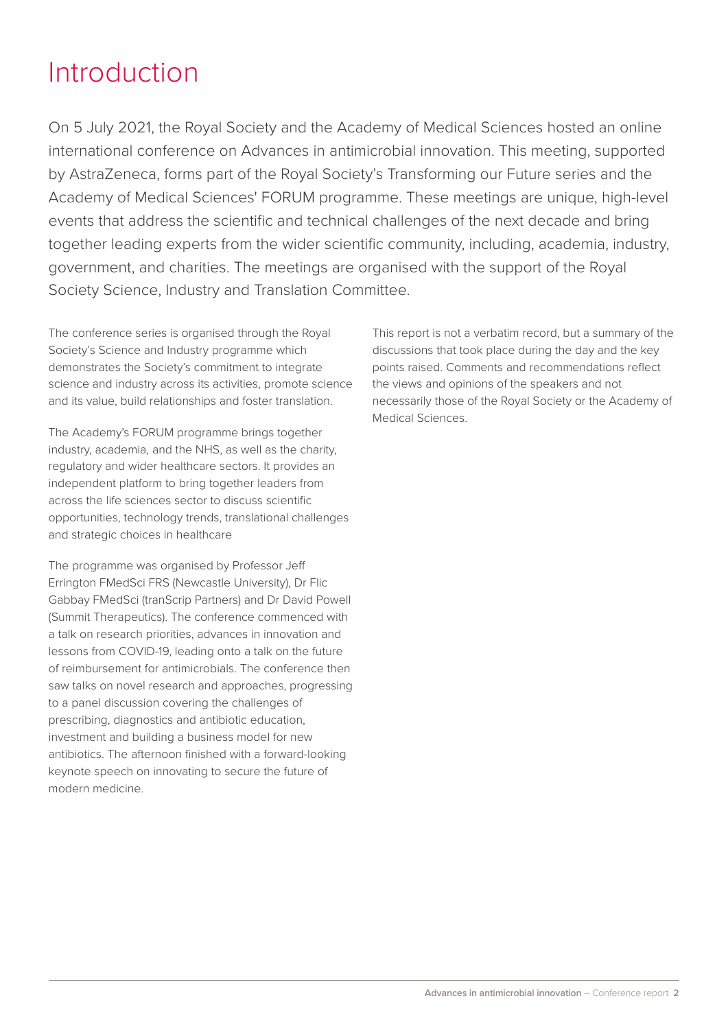# Introduction

On 5 July 2021, the Royal Society and the Academy of Medical Sciences hosted an online international conference on Advances in antimicrobial innovation. This meeting, supported by AstraZeneca, forms part of the Royal Society's Transforming our Future series and the Academy of Medical Sciences' FORUM programme. These meetings are unique, high-level events that address the scientific and technical challenges of the next decade and bring together leading experts from the wider scientific community, including, academia, industry, government, and charities. The meetings are organised with the support of the Royal Society Science, Industry and Translation Committee.

The conference series is organised through the Royal Society's Science and Industry programme which demonstrates the Society's commitment to integrate science and industry across its activities, promote science and its value, build relationships and foster translation.

The Academy's FORUM programme brings together industry, academia, and the NHS, as well as the charity, regulatory and wider healthcare sectors. It provides an independent platform to bring together leaders from across the life sciences sector to discuss scientific opportunities, technology trends, translational challenges and strategic choices in healthcare

The programme was organised by Professor Jeff Errington FMedSci FRS (Newcastle University), Dr Flic Gabbay FMedSci (tranScrip Partners) and Dr David Powell (Summit Therapeutics). The conference commenced with a talk on research priorities, advances in innovation and lessons from COVID-19, leading onto a talk on the future of reimbursement for antimicrobials. The conference then saw talks on novel research and approaches, progressing to a panel discussion covering the challenges of prescribing, diagnostics and antibiotic education, investment and building a business model for new antibiotics. The afternoon finished with a forward-looking keynote speech on innovating to secure the future of modern medicine.

This report is not a verbatim record, but a summary of the discussions that took place during the day and the key points raised. Comments and recommendations reflect the views and opinions of the speakers and not necessarily those of the Royal Society or the Academy of Medical Sciences.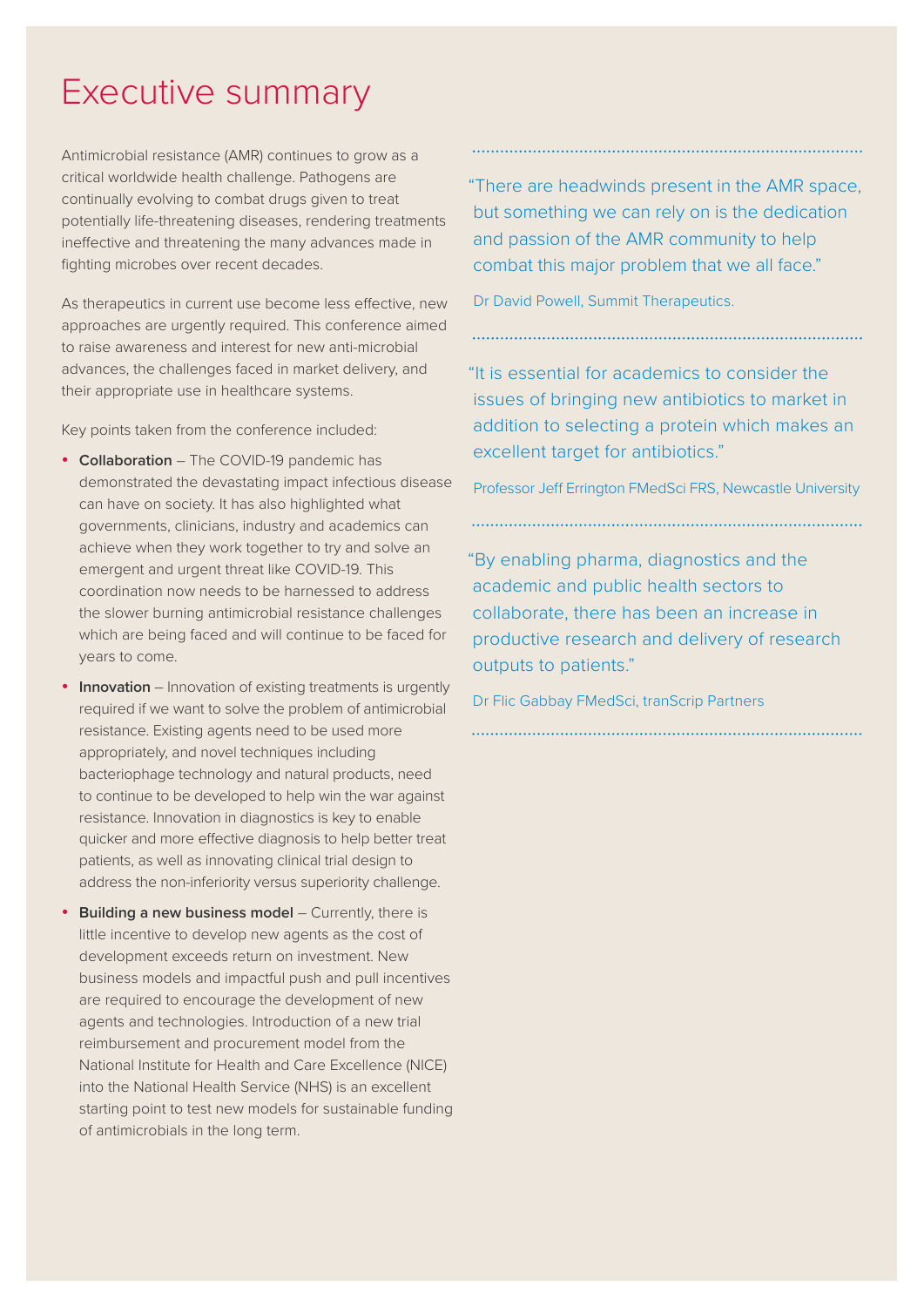# Executive summary

Antimicrobial resistance (AMR) continues to grow as a critical worldwide health challenge. Pathogens are continually evolving to combat drugs given to treat potentially life-threatening diseases, rendering treatments ineffective and threatening the many advances made in fighting microbes over recent decades.

As therapeutics in current use become less effective, new approaches are urgently required. This conference aimed to raise awareness and interest for new anti-microbial advances, the challenges faced in market delivery, and their appropriate use in healthcare systems.

Key points taken from the conference included:

- **Collaboration** – The COVID-19 pandemic has demonstrated the devastating impact infectious disease can have on society. It has also highlighted what governments, clinicians, industry and academics can achieve when they work together to try and solve an emergent and urgent threat like COVID-19. This coordination now needs to be harnessed to address the slower burning antimicrobial resistance challenges which are being faced and will continue to be faced for years to come.
- **Innovation** – Innovation of existing treatments is urgently required if we want to solve the problem of antimicrobial resistance. Existing agents need to be used more appropriately, and novel techniques including bacteriophage technology and natural products, need to continue to be developed to help win the war against resistance. Innovation in diagnostics is key to enable quicker and more effective diagnosis to help better treat patients, as well as innovating clinical trial design to address the non-inferiority versus superiority challenge.
- **Building a new business model** – Currently, there is little incentive to develop new agents as the cost of development exceeds return on investment. New business models and impactful push and pull incentives are required to encourage the development of new agents and technologies. Introduction of a new trial reimbursement and procurement model from the National Institute for Health and Care Excellence (NICE) into the National Health Service (NHS) is an excellent starting point to test new models for sustainable funding of antimicrobials in the long term.

"There are headwinds present in the AMR space, but something we can rely on is the dedication and passion of the AMR community to help combat this major problem that we all face."

Dr David Powell, Summit Therapeutics.

"It is essential for academics to consider the issues of bringing new antibiotics to market in addition to selecting a protein which makes an excellent target for antibiotics."

Professor Jeff Errington FMedSci FRS, Newcastle University

"By enabling pharma, diagnostics and the academic and public health sectors to collaborate, there has been an increase in productive research and delivery of research outputs to patients."

Dr Flic Gabbay FMedSci, tranScrip Partners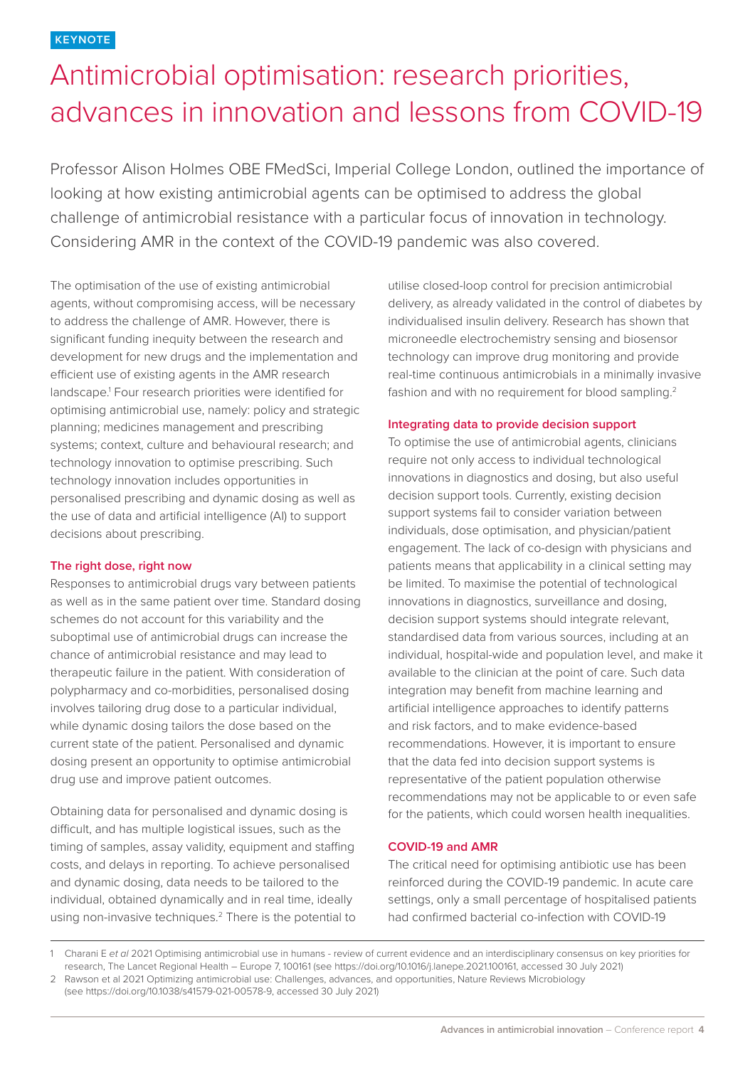KEYNOTE

# Antimicrobial optimisation: research priorities, advances in innovation and lessons from COVID-19

Professor Alison Holmes OBE FMedSci, Imperial College London, outlined the importance of looking at how existing antimicrobial agents can be optimised to address the global challenge of antimicrobial resistance with a particular focus of innovation in technology. Considering AMR in the context of the COVID-19 pandemic was also covered.

The optimisation of the use of existing antimicrobial agents, without compromising access, will be necessary to address the challenge of AMR. However, there is significant funding inequity between the research and development for new drugs and the implementation and efficient use of existing agents in the AMR research landscape.[1] Four research priorities were identified for optimising antimicrobial use, namely: policy and strategic planning; medicines management and prescribing systems; context, culture and behavioural research; and technology innovation to optimise prescribing. Such technology innovation includes opportunities in personalised prescribing and dynamic dosing as well as the use of data and artificial intelligence (AI) to support decisions about prescribing.

### The right dose, right now

Responses to antimicrobial drugs vary between patients as well as in the same patient over time. Standard dosing schemes do not account for this variability and the suboptimal use of antimicrobial drugs can increase the chance of antimicrobial resistance and may lead to therapeutic failure in the patient. With consideration of polypharmacy and co-morbidities, personalised dosing involves tailoring drug dose to a particular individual, while dynamic dosing tailors the dose based on the current state of the patient. Personalised and dynamic dosing present an opportunity to optimise antimicrobial drug use and improve patient outcomes.

Obtaining data for personalised and dynamic dosing is difficult, and has multiple logistical issues, such as the timing of samples, assay validity, equipment and staffing costs, and delays in reporting. To achieve personalised and dynamic dosing, data needs to be tailored to the individual, obtained dynamically and in real time, ideally using non-invasive techniques.[2] There is the potential to utilise closed-loop control for precision antimicrobial delivery, as already validated in the control of diabetes by individualised insulin delivery. Research has shown that microneedle electrochemistry sensing and biosensor technology can improve drug monitoring and provide real-time continuous antimicrobials in a minimally invasive fashion and with no requirement for blood sampling.[2]

### Integrating data to provide decision support

To optimise the use of antimicrobial agents, clinicians require not only access to individual technological innovations in diagnostics and dosing, but also useful decision support tools. Currently, existing decision support systems fail to consider variation between individuals, dose optimisation, and physician/patient engagement. The lack of co-design with physicians and patients means that applicability in a clinical setting may be limited. To maximise the potential of technological innovations in diagnostics, surveillance and dosing, decision support systems should integrate relevant, standardised data from various sources, including at an individual, hospital-wide and population level, and make it available to the clinician at the point of care. Such data integration may benefit from machine learning and artificial intelligence approaches to identify patterns and risk factors, and to make evidence-based recommendations. However, it is important to ensure that the data fed into decision support systems is representative of the patient population otherwise recommendations may not be applicable to or even safe for the patients, which could worsen health inequalities.

### COVID-19 and AMR

The critical need for optimising antibiotic use has been reinforced during the COVID-19 pandemic. In acute care settings, only a small percentage of hospitalised patients had confirmed bacterial co-infection with COVID-19

---

1 Charani E *et al* 2021 Optimising antimicrobial use in humans - review of current evidence and an interdisciplinary consensus on key priorities for research, The Lancet Regional Health – Europe 7, 100161 (see https://doi.org/10.1016/j.lanepe.2021.100161, accessed 30 July 2021)

2 Rawson et al 2021 Optimizing antimicrobial use: Challenges, advances, and opportunities, Nature Reviews Microbiology (see https://doi.org/10.1038/s41579-021-00578-9, accessed 30 July 2021)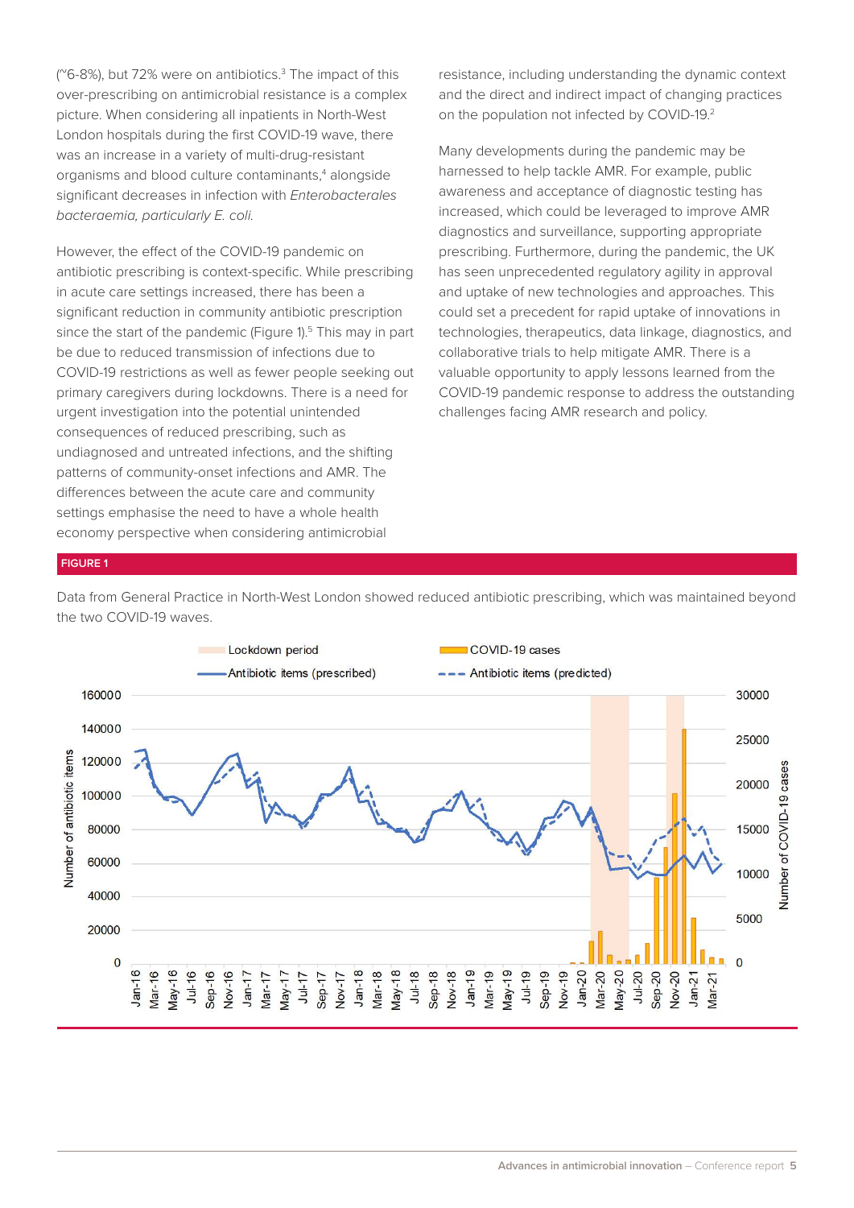(~6-8%), but 72% were on antibiotics.[3] The impact of this over-prescribing on antimicrobial resistance is a complex picture. When considering all inpatients in North-West London hospitals during the first COVID-19 wave, there was an increase in a variety of multi-drug-resistant organisms and blood culture contaminants,[4] alongside significant decreases in infection with *Enterobacterales bacteraemia, particularly E. coli.*

However, the effect of the COVID-19 pandemic on antibiotic prescribing is context-specific. While prescribing in acute care settings increased, there has been a significant reduction in community antibiotic prescription since the start of the pandemic (Figure 1).[5] This may in part be due to reduced transmission of infections due to COVID-19 restrictions as well as fewer people seeking out primary caregivers during lockdowns. There is a need for urgent investigation into the potential unintended consequences of reduced prescribing, such as undiagnosed and untreated infections, and the shifting patterns of community-onset infections and AMR. The differences between the acute care and community settings emphasise the need to have a whole health economy perspective when considering antimicrobial resistance, including understanding the dynamic context and the direct and indirect impact of changing practices on the population not infected by COVID-19.[2]

Many developments during the pandemic may be harnessed to help tackle AMR. For example, public awareness and acceptance of diagnostic testing has increased, which could be leveraged to improve AMR diagnostics and surveillance, supporting appropriate prescribing. Furthermore, during the pandemic, the UK has seen unprecedented regulatory agility in approval and uptake of new technologies and approaches. This could set a precedent for rapid uptake of innovations in technologies, therapeutics, data linkage, diagnostics, and collaborative trials to help mitigate AMR. There is a valuable opportunity to apply lessons learned from the COVID-19 pandemic response to address the outstanding challenges facing AMR research and policy.

**FIGURE 1**

Data from General Practice in North-West London showed reduced antibiotic prescribing, which was maintained beyond the two COVID-19 waves.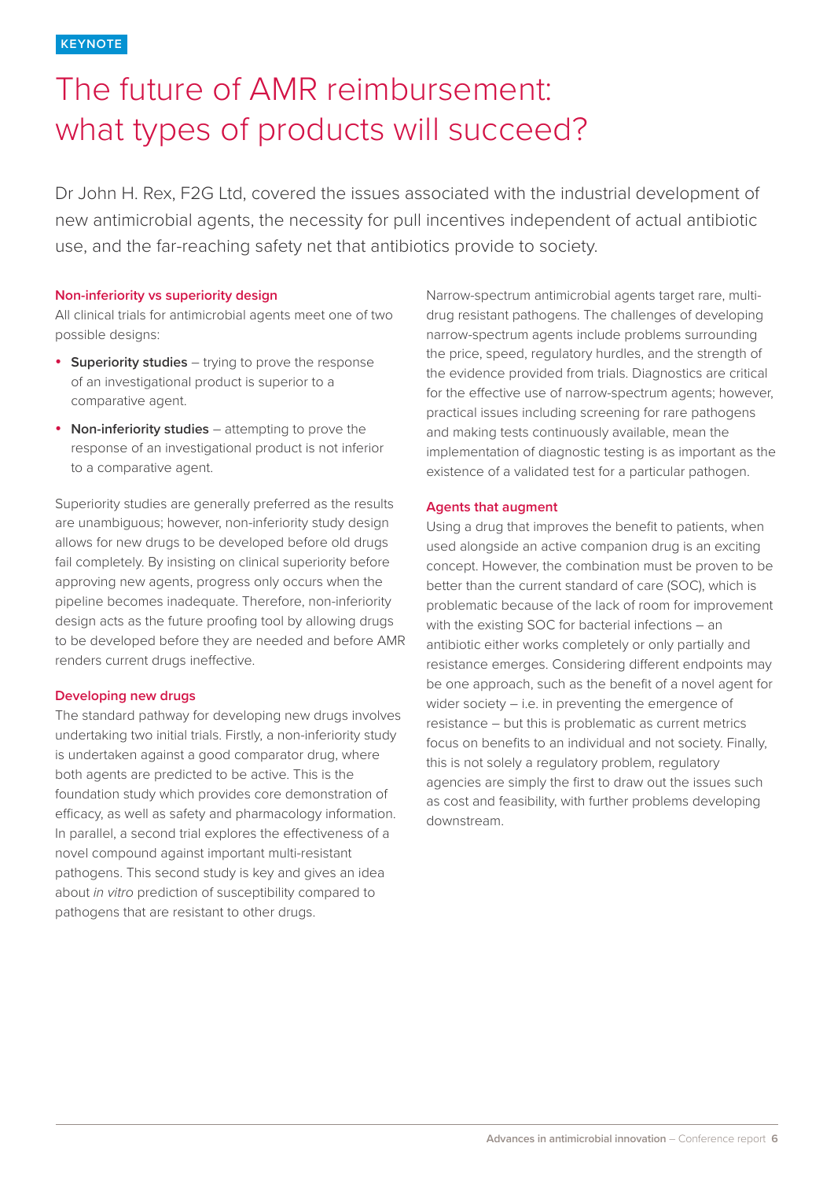KEYNOTE

# The future of AMR reimbursement: what types of products will succeed?

Dr John H. Rex, F2G Ltd, covered the issues associated with the industrial development of new antimicrobial agents, the necessity for pull incentives independent of actual antibiotic use, and the far-reaching safety net that antibiotics provide to society.

### Non-inferiority vs superiority design

All clinical trials for antimicrobial agents meet one of two possible designs:

- **Superiority studies** – trying to prove the response of an investigational product is superior to a comparative agent.
- **Non-inferiority studies** – attempting to prove the response of an investigational product is not inferior to a comparative agent.

Superiority studies are generally preferred as the results are unambiguous; however, non-inferiority study design allows for new drugs to be developed before old drugs fail completely. By insisting on clinical superiority before approving new agents, progress only occurs when the pipeline becomes inadequate. Therefore, non-inferiority design acts as the future proofing tool by allowing drugs to be developed before they are needed and before AMR renders current drugs ineffective.

### Developing new drugs

The standard pathway for developing new drugs involves undertaking two initial trials. Firstly, a non-inferiority study is undertaken against a good comparator drug, where both agents are predicted to be active. This is the foundation study which provides core demonstration of efficacy, as well as safety and pharmacology information. In parallel, a second trial explores the effectiveness of a novel compound against important multi-resistant pathogens. This second study is key and gives an idea about *in vitro* prediction of susceptibility compared to pathogens that are resistant to other drugs.

Narrow-spectrum antimicrobial agents target rare, multi-drug resistant pathogens. The challenges of developing narrow-spectrum agents include problems surrounding the price, speed, regulatory hurdles, and the strength of the evidence provided from trials. Diagnostics are critical for the effective use of narrow-spectrum agents; however, practical issues including screening for rare pathogens and making tests continuously available, mean the implementation of diagnostic testing is as important as the existence of a validated test for a particular pathogen.

### Agents that augment

Using a drug that improves the benefit to patients, when used alongside an active companion drug is an exciting concept. However, the combination must be proven to be better than the current standard of care (SOC), which is problematic because of the lack of room for improvement with the existing SOC for bacterial infections – an antibiotic either works completely or only partially and resistance emerges. Considering different endpoints may be one approach, such as the benefit of a novel agent for wider society – i.e. in preventing the emergence of resistance – but this is problematic as current metrics focus on benefits to an individual and not society. Finally, this is not solely a regulatory problem, regulatory agencies are simply the first to draw out the issues such as cost and feasibility, with further problems developing downstream.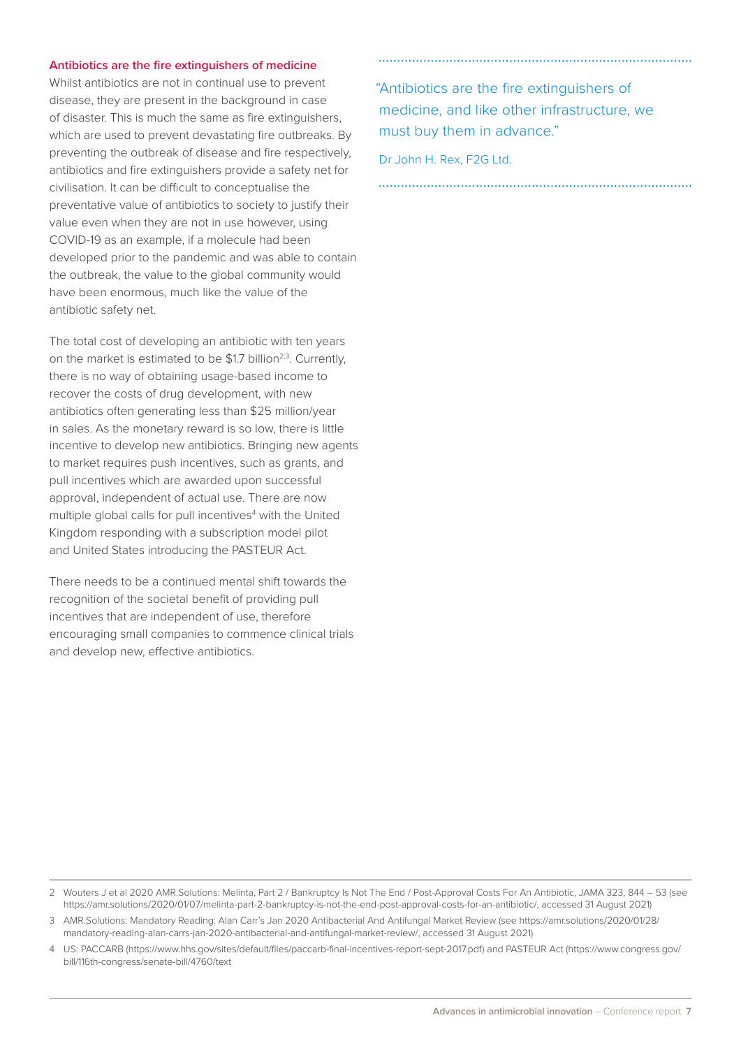### Antibiotics are the fire extinguishers of medicine

Whilst antibiotics are not in continual use to prevent disease, they are present in the background in case of disaster. This is much the same as fire extinguishers, which are used to prevent devastating fire outbreaks. By preventing the outbreak of disease and fire respectively, antibiotics and fire extinguishers provide a safety net for civilisation. It can be difficult to conceptualise the preventative value of antibiotics to society to justify their value even when they are not in use however, using COVID-19 as an example, if a molecule had been developed prior to the pandemic and was able to contain the outbreak, the value to the global community would have been enormous, much like the value of the antibiotic safety net.

The total cost of developing an antibiotic with ten years on the market is estimated to be $1.7 billion[2,3]. Currently, there is no way of obtaining usage-based income to recover the costs of drug development, with new antibiotics often generating less than $25 million/year in sales. As the monetary reward is so low, there is little incentive to develop new antibiotics. Bringing new agents to market requires push incentives, such as grants, and pull incentives which are awarded upon successful approval, independent of actual use. There are now multiple global calls for pull incentives[4] with the United Kingdom responding with a subscription model pilot and United States introducing the PASTEUR Act.

There needs to be a continued mental shift towards the recognition of the societal benefit of providing pull incentives that are independent of use, therefore encouraging small companies to commence clinical trials and develop new, effective antibiotics.

> "Antibiotics are the fire extinguishers of medicine, and like other infrastructure, we must buy them in advance."
>
> Dr John H. Rex, F2G Ltd.

---

2 Wouters J et al 2020 AMR.Solutions: Melinta, Part 2 / Bankruptcy Is Not The End / Post-Approval Costs For An Antibiotic, JAMA 323, 844 – 53 (see https://amr.solutions/2020/01/07/melinta-part-2-bankruptcy-is-not-the-end-post-approval-costs-for-an-antibiotic/, accessed 31 August 2021)

3 AMR.Solutions: Mandatory Reading: Alan Carr's Jan 2020 Antibacterial And Antifungal Market Review (see https://amr.solutions/2020/01/28/mandatory-reading-alan-carrs-jan-2020-antibacterial-and-antifungal-market-review/, accessed 31 August 2021)

4 US: PACCARB (https://www.hhs.gov/sites/default/files/paccarb-final-incentives-report-sept-2017.pdf) and PASTEUR Act (https://www.congress.gov/bill/116th-congress/senate-bill/4760/text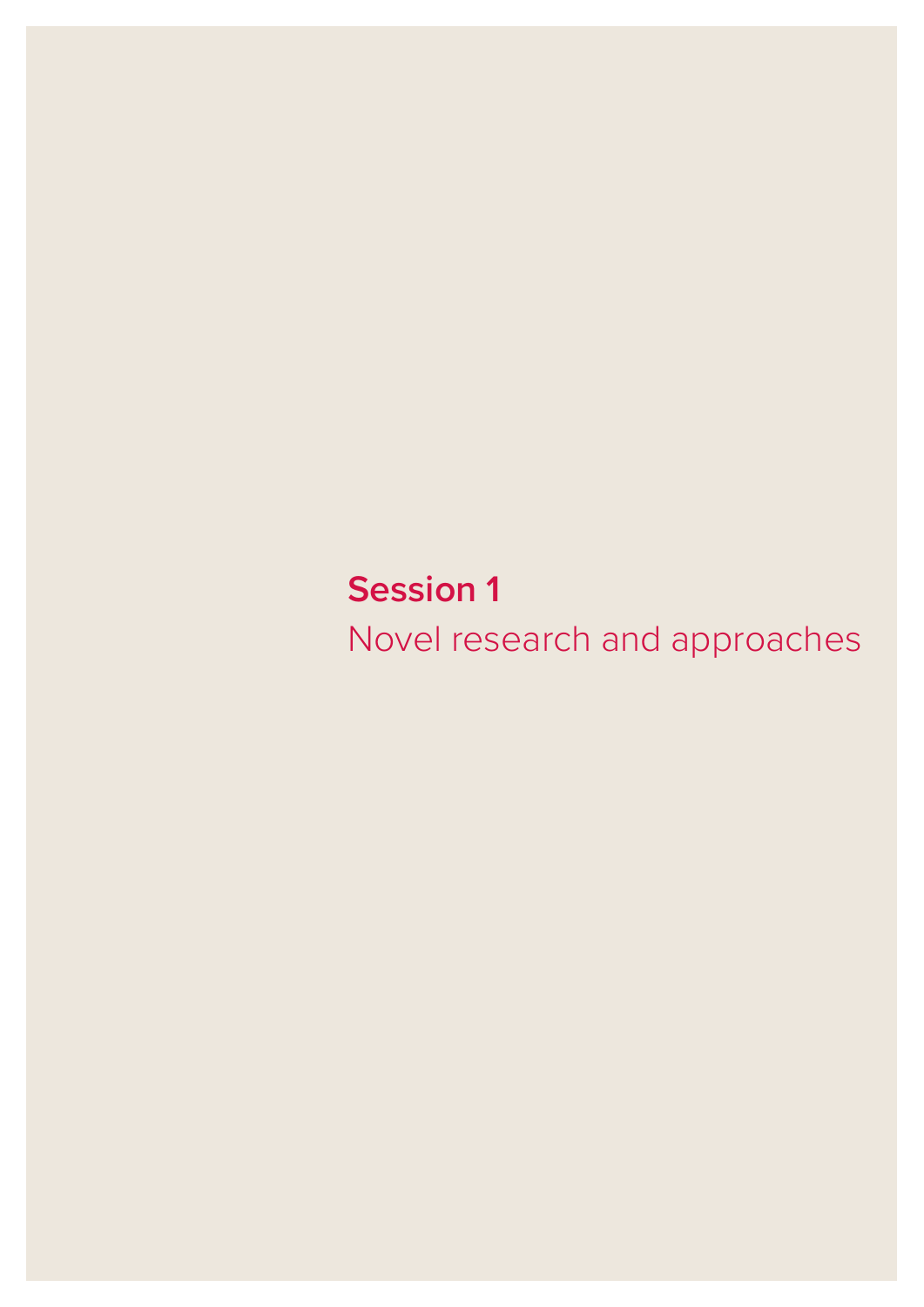# Session 1

Novel research and approaches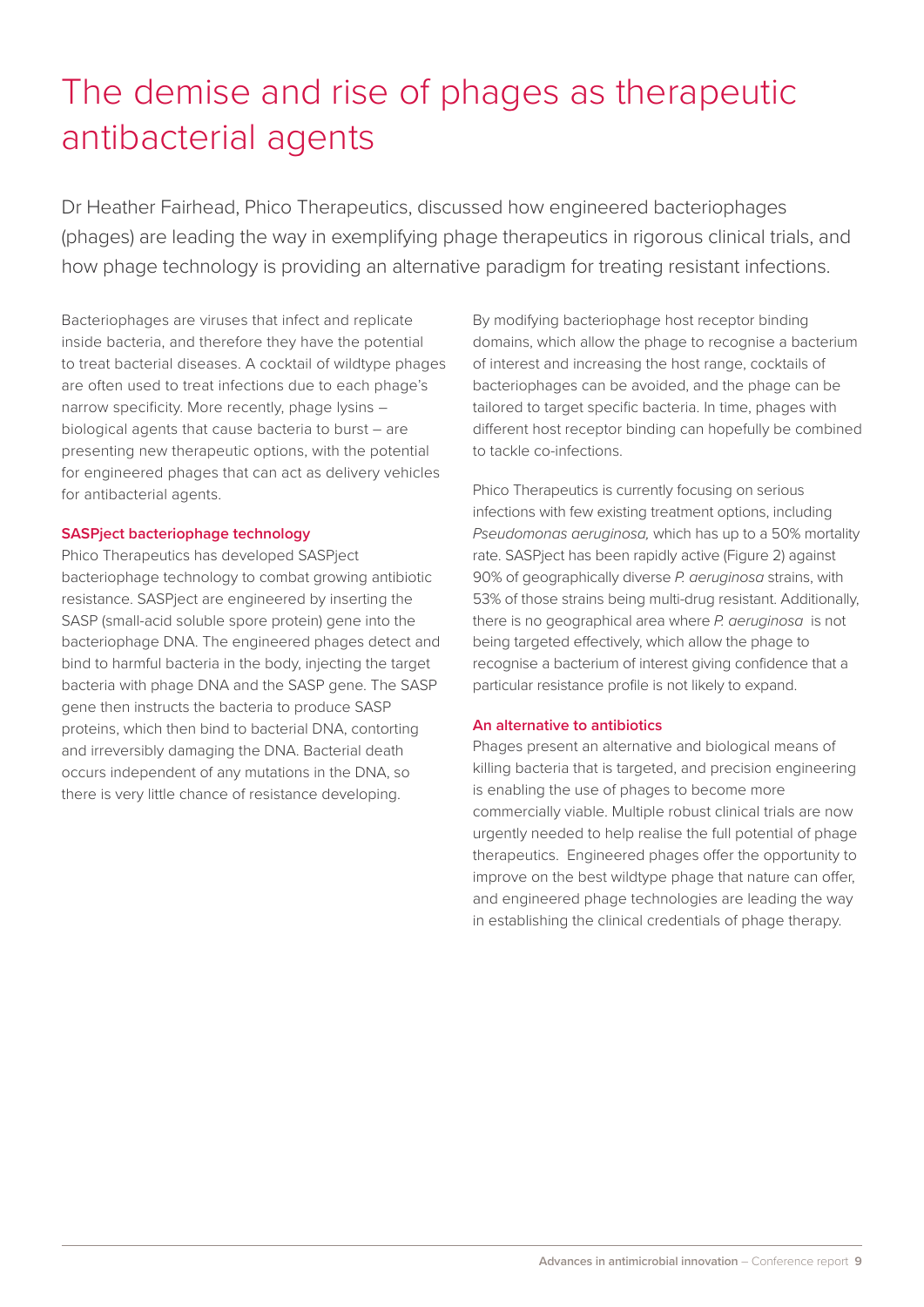# The demise and rise of phages as therapeutic antibacterial agents

Dr Heather Fairhead, Phico Therapeutics, discussed how engineered bacteriophages (phages) are leading the way in exemplifying phage therapeutics in rigorous clinical trials, and how phage technology is providing an alternative paradigm for treating resistant infections.

Bacteriophages are viruses that infect and replicate inside bacteria, and therefore they have the potential to treat bacterial diseases. A cocktail of wildtype phages are often used to treat infections due to each phage's narrow specificity. More recently, phage lysins – biological agents that cause bacteria to burst – are presenting new therapeutic options, with the potential for engineered phages that can act as delivery vehicles for antibacterial agents.

### SASPject bacteriophage technology

Phico Therapeutics has developed SASPject bacteriophage technology to combat growing antibiotic resistance. SASPject are engineered by inserting the SASP (small-acid soluble spore protein) gene into the bacteriophage DNA. The engineered phages detect and bind to harmful bacteria in the body, injecting the target bacteria with phage DNA and the SASP gene. The SASP gene then instructs the bacteria to produce SASP proteins, which then bind to bacterial DNA, contorting and irreversibly damaging the DNA. Bacterial death occurs independent of any mutations in the DNA, so there is very little chance of resistance developing.

By modifying bacteriophage host receptor binding domains, which allow the phage to recognise a bacterium of interest and increasing the host range, cocktails of bacteriophages can be avoided, and the phage can be tailored to target specific bacteria. In time, phages with different host receptor binding can hopefully be combined to tackle co-infections.

Phico Therapeutics is currently focusing on serious infections with few existing treatment options, including *Pseudomonas aeruginosa,* which has up to a 50% mortality rate. SASPject has been rapidly active (Figure 2) against 90% of geographically diverse *P. aeruginosa* strains, with 53% of those strains being multi-drug resistant. Additionally, there is no geographical area where *P. aeruginosa* is not being targeted effectively, which allow the phage to recognise a bacterium of interest giving confidence that a particular resistance profile is not likely to expand.

### An alternative to antibiotics

Phages present an alternative and biological means of killing bacteria that is targeted, and precision engineering is enabling the use of phages to become more commercially viable. Multiple robust clinical trials are now urgently needed to help realise the full potential of phage therapeutics. Engineered phages offer the opportunity to improve on the best wildtype phage that nature can offer, and engineered phage technologies are leading the way in establishing the clinical credentials of phage therapy.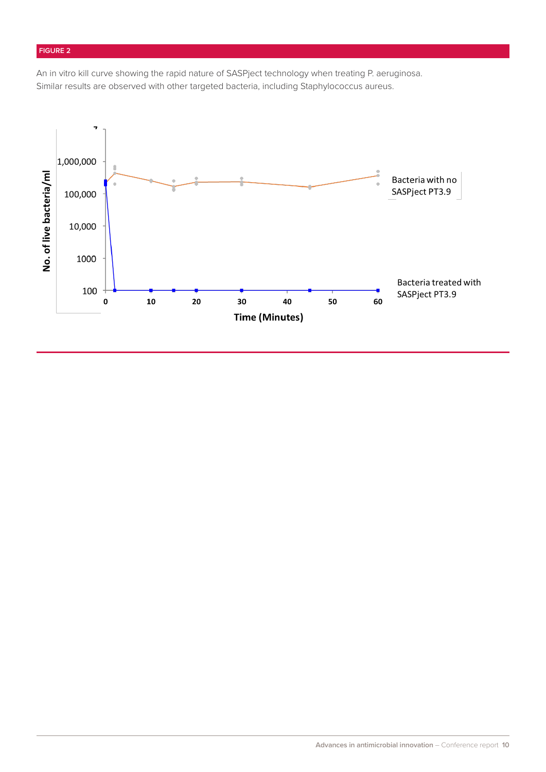FIGURE 2

An in vitro kill curve showing the rapid nature of SASPject technology when treating P. aeruginosa. Similar results are observed with other targeted bacteria, including Staphylococcus aureus.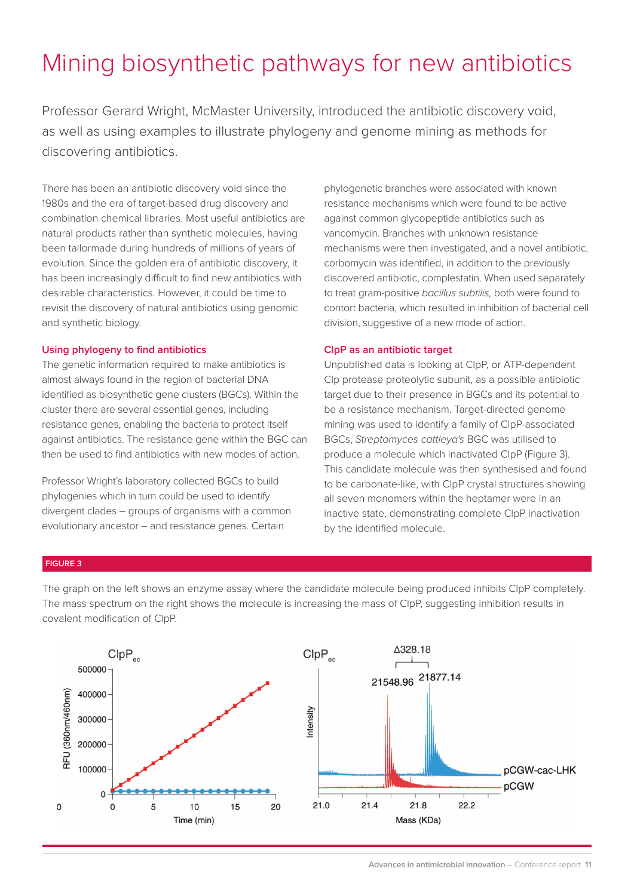# Mining biosynthetic pathways for new antibiotics

Professor Gerard Wright, McMaster University, introduced the antibiotic discovery void, as well as using examples to illustrate phylogeny and genome mining as methods for discovering antibiotics.

There has been an antibiotic discovery void since the 1980s and the era of target-based drug discovery and combination chemical libraries. Most useful antibiotics are natural products rather than synthetic molecules, having been tailormade during hundreds of millions of years of evolution. Since the golden era of antibiotic discovery, it has been increasingly difficult to find new antibiotics with desirable characteristics. However, it could be time to revisit the discovery of natural antibiotics using genomic and synthetic biology.

### Using phylogeny to find antibiotics

The genetic information required to make antibiotics is almost always found in the region of bacterial DNA identified as biosynthetic gene clusters (BGCs). Within the cluster there are several essential genes, including resistance genes, enabling the bacteria to protect itself against antibiotics. The resistance gene within the BGC can then be used to find antibiotics with new modes of action.

Professor Wright's laboratory collected BGCs to build phylogenies which in turn could be used to identify divergent clades – groups of organisms with a common evolutionary ancestor – and resistance genes. Certain phylogenetic branches were associated with known resistance mechanisms which were found to be active against common glycopeptide antibiotics such as vancomycin. Branches with unknown resistance mechanisms were then investigated, and a novel antibiotic, corbomycin was identified, in addition to the previously discovered antibiotic, complestatin. When used separately to treat gram-positive *bacillus subtilis,* both were found to contort bacteria, which resulted in inhibition of bacterial cell division, suggestive of a new mode of action.

### ClpP as an antibiotic target

Unpublished data is looking at ClpP, or ATP-dependent Clp protease proteolytic subunit, as a possible antibiotic target due to their presence in BGCs and its potential to be a resistance mechanism. Target-directed genome mining was used to identify a family of ClpP-associated BGCs, *Streptomyces cattleya's* BGC was utilised to produce a molecule which inactivated ClpP (Figure 3). This candidate molecule was then synthesised and found to be carbonate-like, with ClpP crystal structures showing all seven monomers within the heptamer were in an inactive state, demonstrating complete ClpP inactivation by the identified molecule.

**FIGURE 3**

The graph on the left shows an enzyme assay where the candidate molecule being produced inhibits ClpP completely. The mass spectrum on the right shows the molecule is increasing the mass of ClpP, suggesting inhibition results in covalent modification of ClpP.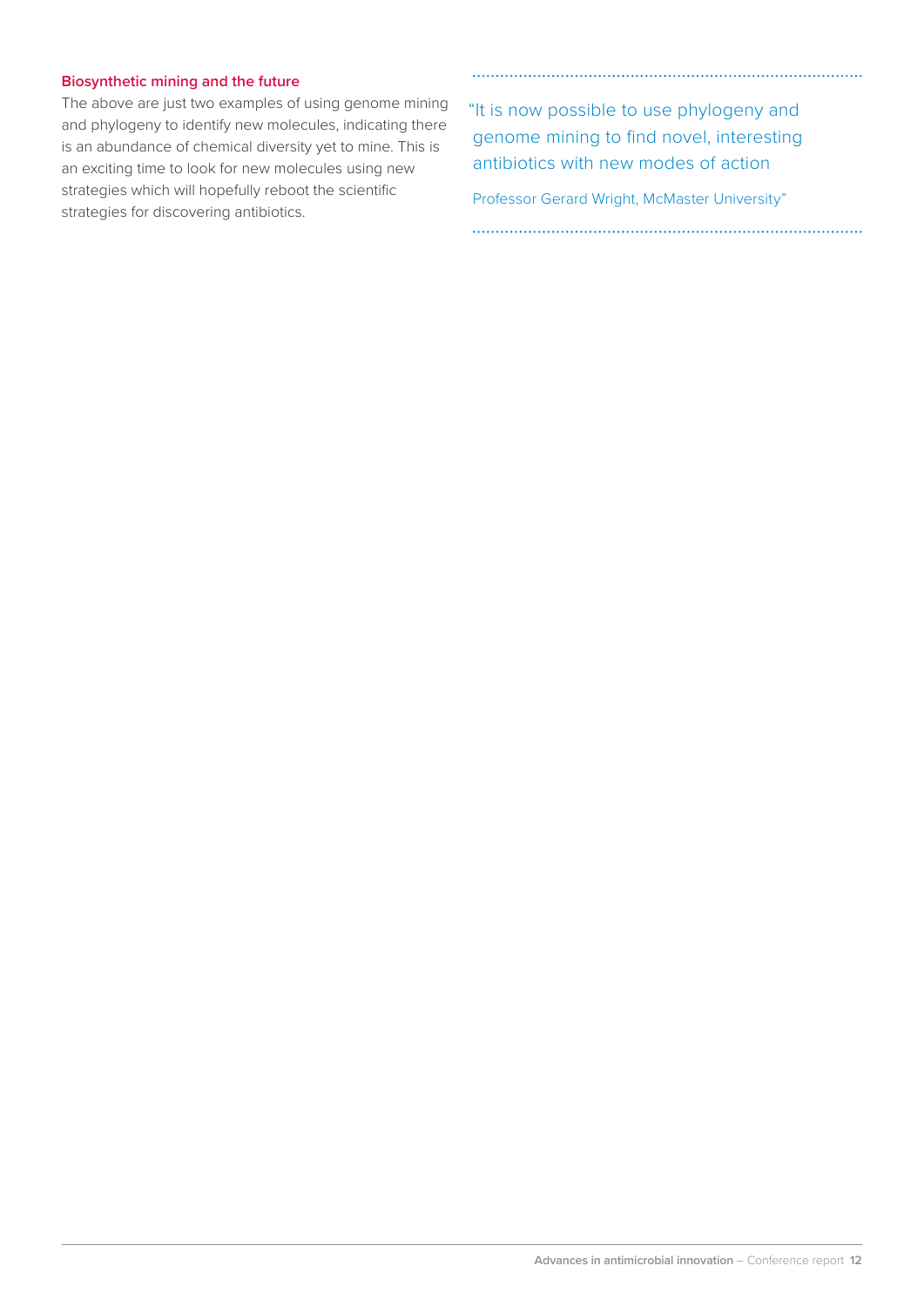### Biosynthetic mining and the future

The above are just two examples of using genome mining and phylogeny to identify new molecules, indicating there is an abundance of chemical diversity yet to mine. This is an exciting time to look for new molecules using new strategies which will hopefully reboot the scientific strategies for discovering antibiotics.

> "It is now possible to use phylogeny and genome mining to find novel, interesting antibiotics with new modes of action
>
> Professor Gerard Wright, McMaster University"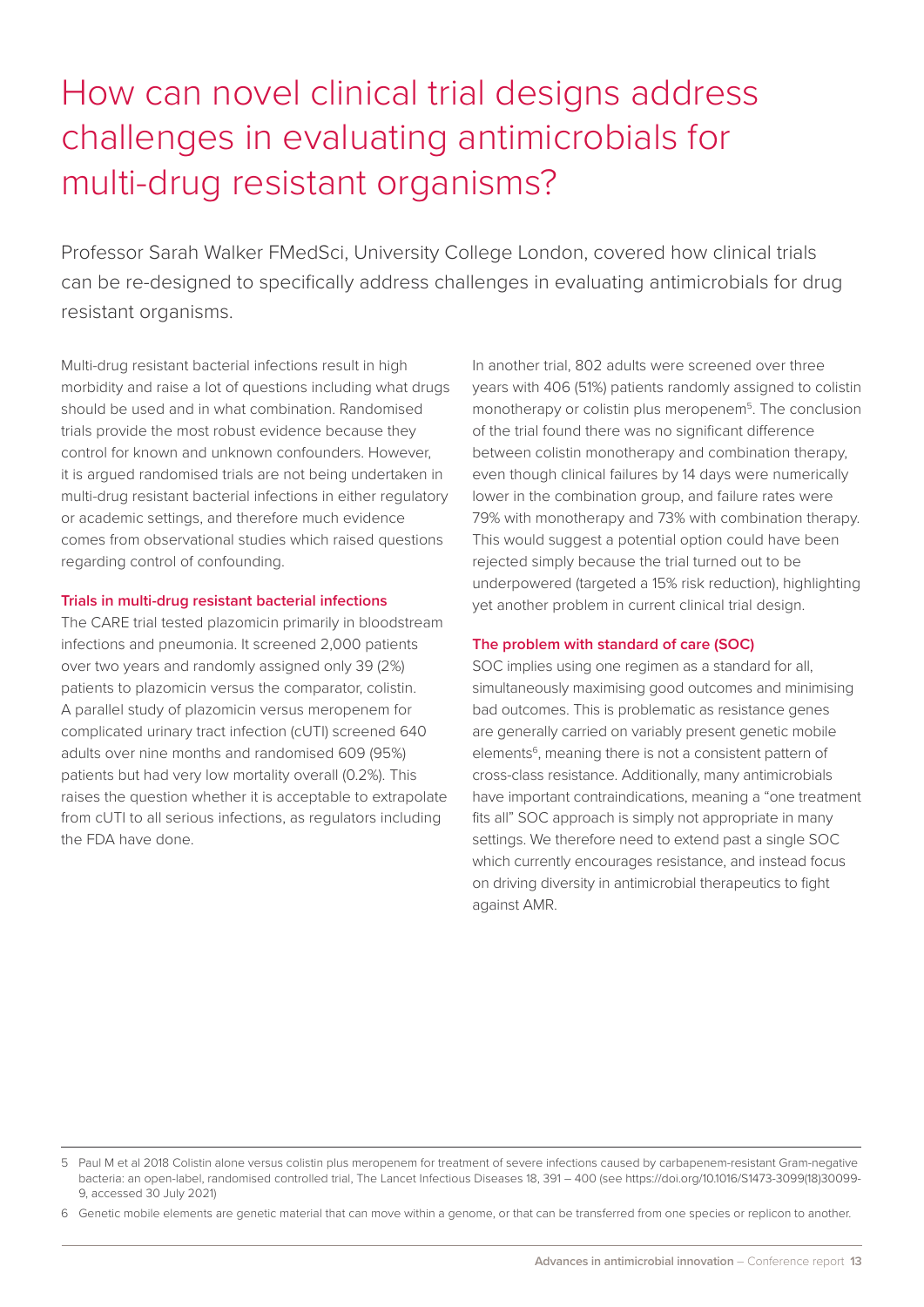# How can novel clinical trial designs address challenges in evaluating antimicrobials for multi-drug resistant organisms?

Professor Sarah Walker FMedSci, University College London, covered how clinical trials can be re-designed to specifically address challenges in evaluating antimicrobials for drug resistant organisms.

Multi-drug resistant bacterial infections result in high morbidity and raise a lot of questions including what drugs should be used and in what combination. Randomised trials provide the most robust evidence because they control for known and unknown confounders. However, it is argued randomised trials are not being undertaken in multi-drug resistant bacterial infections in either regulatory or academic settings, and therefore much evidence comes from observational studies which raised questions regarding control of confounding.

### Trials in multi-drug resistant bacterial infections

The CARE trial tested plazomicin primarily in bloodstream infections and pneumonia. It screened 2,000 patients over two years and randomly assigned only 39 (2%) patients to plazomicin versus the comparator, colistin. A parallel study of plazomicin versus meropenem for complicated urinary tract infection (cUTI) screened 640 adults over nine months and randomised 609 (95%) patients but had very low mortality overall (0.2%). This raises the question whether it is acceptable to extrapolate from cUTI to all serious infections, as regulators including the FDA have done.

In another trial, 802 adults were screened over three years with 406 (51%) patients randomly assigned to colistin monotherapy or colistin plus meropenem[5]. The conclusion of the trial found there was no significant difference between colistin monotherapy and combination therapy, even though clinical failures by 14 days were numerically lower in the combination group, and failure rates were 79% with monotherapy and 73% with combination therapy. This would suggest a potential option could have been rejected simply because the trial turned out to be underpowered (targeted a 15% risk reduction), highlighting yet another problem in current clinical trial design.

### The problem with standard of care (SOC)

SOC implies using one regimen as a standard for all, simultaneously maximising good outcomes and minimising bad outcomes. This is problematic as resistance genes are generally carried on variably present genetic mobile elements[6], meaning there is not a consistent pattern of cross-class resistance. Additionally, many antimicrobials have important contraindications, meaning a "one treatment fits all" SOC approach is simply not appropriate in many settings. We therefore need to extend past a single SOC which currently encourages resistance, and instead focus on driving diversity in antimicrobial therapeutics to fight against AMR.

---

5 Paul M et al 2018 Colistin alone versus colistin plus meropenem for treatment of severe infections caused by carbapenem-resistant Gram-negative bacteria: an open-label, randomised controlled trial, The Lancet Infectious Diseases 18, 391 – 400 (see https://doi.org/10.1016/S1473-3099(18)30099-9, accessed 30 July 2021)

6 Genetic mobile elements are genetic material that can move within a genome, or that can be transferred from one species or replicon to another.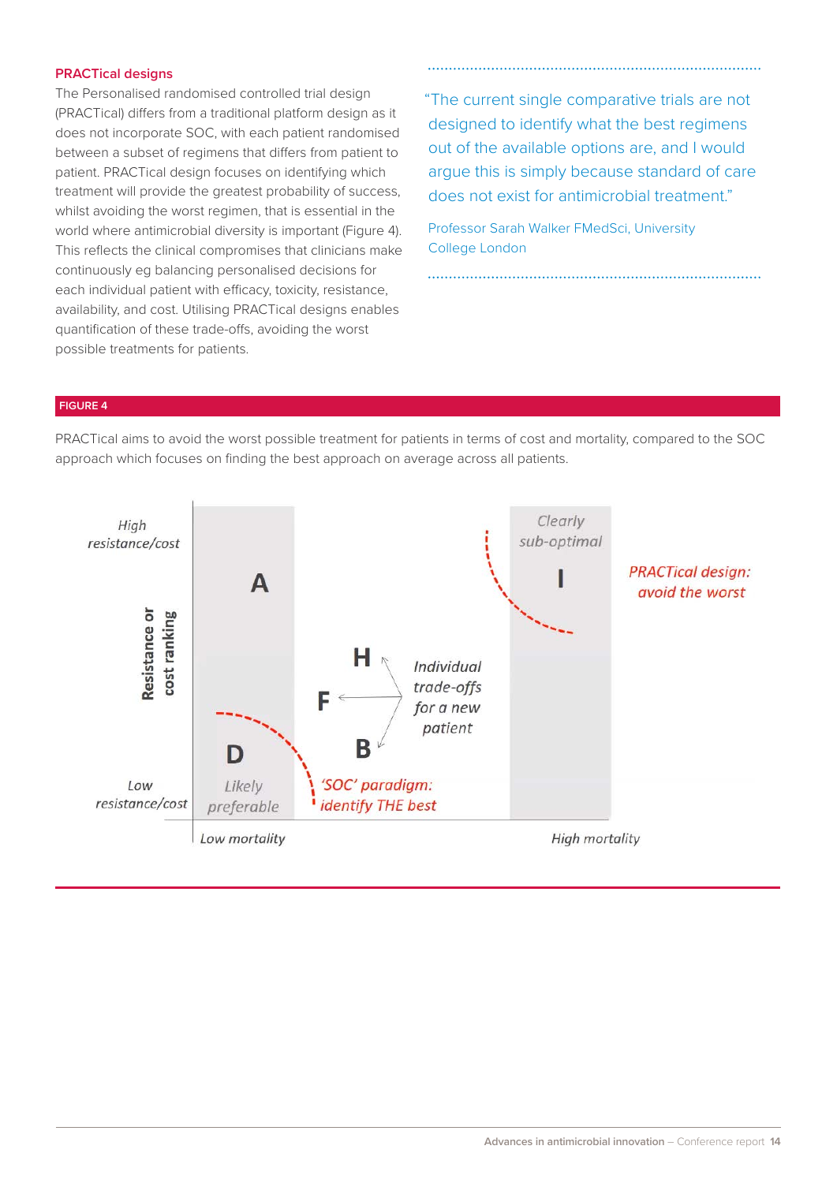## PRACTical designs

The Personalised randomised controlled trial design (PRACTical) differs from a traditional platform design as it does not incorporate SOC, with each patient randomised between a subset of regimens that differs from patient to patient. PRACTical design focuses on identifying which treatment will provide the greatest probability of success, whilst avoiding the worst regimen, that is essential in the world where antimicrobial diversity is important (Figure 4). This reflects the clinical compromises that clinicians make continuously eg balancing personalised decisions for each individual patient with efficacy, toxicity, resistance, availability, and cost. Utilising PRACTical designs enables quantification of these trade-offs, avoiding the worst possible treatments for patients.

> "The current single comparative trials are not designed to identify what the best regimens out of the available options are, and I would argue this is simply because standard of care does not exist for antimicrobial treatment."
>
> Professor Sarah Walker FMedSci, University College London

**FIGURE 4**

PRACTical aims to avoid the worst possible treatment for patients in terms of cost and mortality, compared to the SOC approach which focuses on finding the best approach on average across all patients.

*High resistance/cost*

**Resistance or cost ranking**

*Low resistance/cost*

A

D

*Likely preferable*

H

F

B

*Individual trade-offs for a new patient*

*'SOC' paradigm: identify THE best*

*Clearly sub-optimal*

I

*PRACTical design: avoid the worst*

*Low mortality*

*High mortality*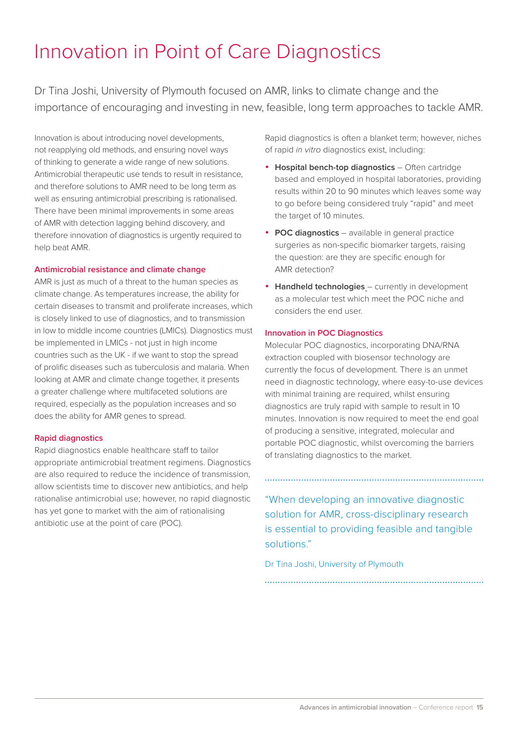# Innovation in Point of Care Diagnostics

Dr Tina Joshi, University of Plymouth focused on AMR, links to climate change and the importance of encouraging and investing in new, feasible, long term approaches to tackle AMR.

Innovation is about introducing novel developments, not reapplying old methods, and ensuring novel ways of thinking to generate a wide range of new solutions. Antimicrobial therapeutic use tends to result in resistance, and therefore solutions to AMR need to be long term as well as ensuring antimicrobial prescribing is rationalised. There have been minimal improvements in some areas of AMR with detection lagging behind discovery, and therefore innovation of diagnostics is urgently required to help beat AMR.

### Antimicrobial resistance and climate change

AMR is just as much of a threat to the human species as climate change. As temperatures increase, the ability for certain diseases to transmit and proliferate increases, which is closely linked to use of diagnostics, and to transmission in low to middle income countries (LMICs). Diagnostics must be implemented in LMICs - not just in high income countries such as the UK - if we want to stop the spread of prolific diseases such as tuberculosis and malaria. When looking at AMR and climate change together, it presents a greater challenge where multifaceted solutions are required, especially as the population increases and so does the ability for AMR genes to spread.

### Rapid diagnostics

Rapid diagnostics enable healthcare staff to tailor appropriate antimicrobial treatment regimens. Diagnostics are also required to reduce the incidence of transmission, allow scientists time to discover new antibiotics, and help rationalise antimicrobial use; however, no rapid diagnostic has yet gone to market with the aim of rationalising antibiotic use at the point of care (POC).

Rapid diagnostics is often a blanket term; however, niches of rapid *in vitro* diagnostics exist, including:

- **Hospital bench-top diagnostics** – Often cartridge based and employed in hospital laboratories, providing results within 20 to 90 minutes which leaves some way to go before being considered truly "rapid" and meet the target of 10 minutes.
- **POC diagnostics** – available in general practice surgeries as non-specific biomarker targets, raising the question: are they are specific enough for AMR detection?
- **Handheld technologies** – currently in development as a molecular test which meet the POC niche and considers the end user.

### Innovation in POC Diagnostics

Molecular POC diagnostics, incorporating DNA/RNA extraction coupled with biosensor technology are currently the focus of development. There is an unmet need in diagnostic technology, where easy-to-use devices with minimal training are required, whilst ensuring diagnostics are truly rapid with sample to result in 10 minutes. Innovation is now required to meet the end goal of producing a sensitive, integrated, molecular and portable POC diagnostic, whilst overcoming the barriers of translating diagnostics to the market.

> "When developing an innovative diagnostic solution for AMR, cross-disciplinary research is essential to providing feasible and tangible solutions."
>
> Dr Tina Joshi, University of Plymouth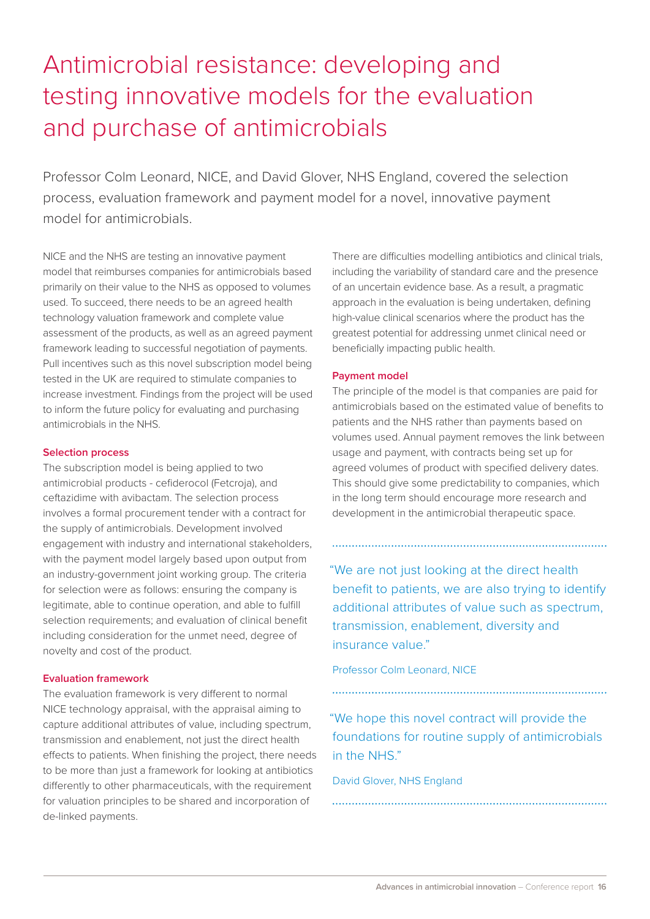# Antimicrobial resistance: developing and testing innovative models for the evaluation and purchase of antimicrobials

Professor Colm Leonard, NICE, and David Glover, NHS England, covered the selection process, evaluation framework and payment model for a novel, innovative payment model for antimicrobials.

NICE and the NHS are testing an innovative payment model that reimburses companies for antimicrobials based primarily on their value to the NHS as opposed to volumes used. To succeed, there needs to be an agreed health technology valuation framework and complete value assessment of the products, as well as an agreed payment framework leading to successful negotiation of payments. Pull incentives such as this novel subscription model being tested in the UK are required to stimulate companies to increase investment. Findings from the project will be used to inform the future policy for evaluating and purchasing antimicrobials in the NHS.

### Selection process

The subscription model is being applied to two antimicrobial products - cefiderocol (Fetcroja), and ceftazidime with avibactam. The selection process involves a formal procurement tender with a contract for the supply of antimicrobials. Development involved engagement with industry and international stakeholders, with the payment model largely based upon output from an industry-government joint working group. The criteria for selection were as follows: ensuring the company is legitimate, able to continue operation, and able to fulfill selection requirements; and evaluation of clinical benefit including consideration for the unmet need, degree of novelty and cost of the product.

### Evaluation framework

The evaluation framework is very different to normal NICE technology appraisal, with the appraisal aiming to capture additional attributes of value, including spectrum, transmission and enablement, not just the direct health effects to patients. When finishing the project, there needs to be more than just a framework for looking at antibiotics differently to other pharmaceuticals, with the requirement for valuation principles to be shared and incorporation of de-linked payments.

There are difficulties modelling antibiotics and clinical trials, including the variability of standard care and the presence of an uncertain evidence base. As a result, a pragmatic approach in the evaluation is being undertaken, defining high-value clinical scenarios where the product has the greatest potential for addressing unmet clinical need or beneficially impacting public health.

### Payment model

The principle of the model is that companies are paid for antimicrobials based on the estimated value of benefits to patients and the NHS rather than payments based on volumes used. Annual payment removes the link between usage and payment, with contracts being set up for agreed volumes of product with specified delivery dates. This should give some predictability to companies, which in the long term should encourage more research and development in the antimicrobial therapeutic space.

> "We are not just looking at the direct health benefit to patients, we are also trying to identify additional attributes of value such as spectrum, transmission, enablement, diversity and insurance value."
>
> Professor Colm Leonard, NICE

> "We hope this novel contract will provide the foundations for routine supply of antimicrobials in the NHS."
>
> David Glover, NHS England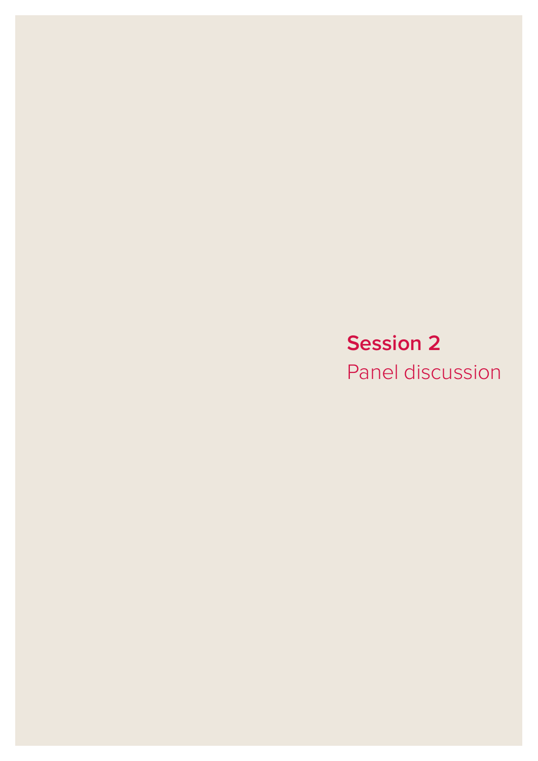# Session 2

Panel discussion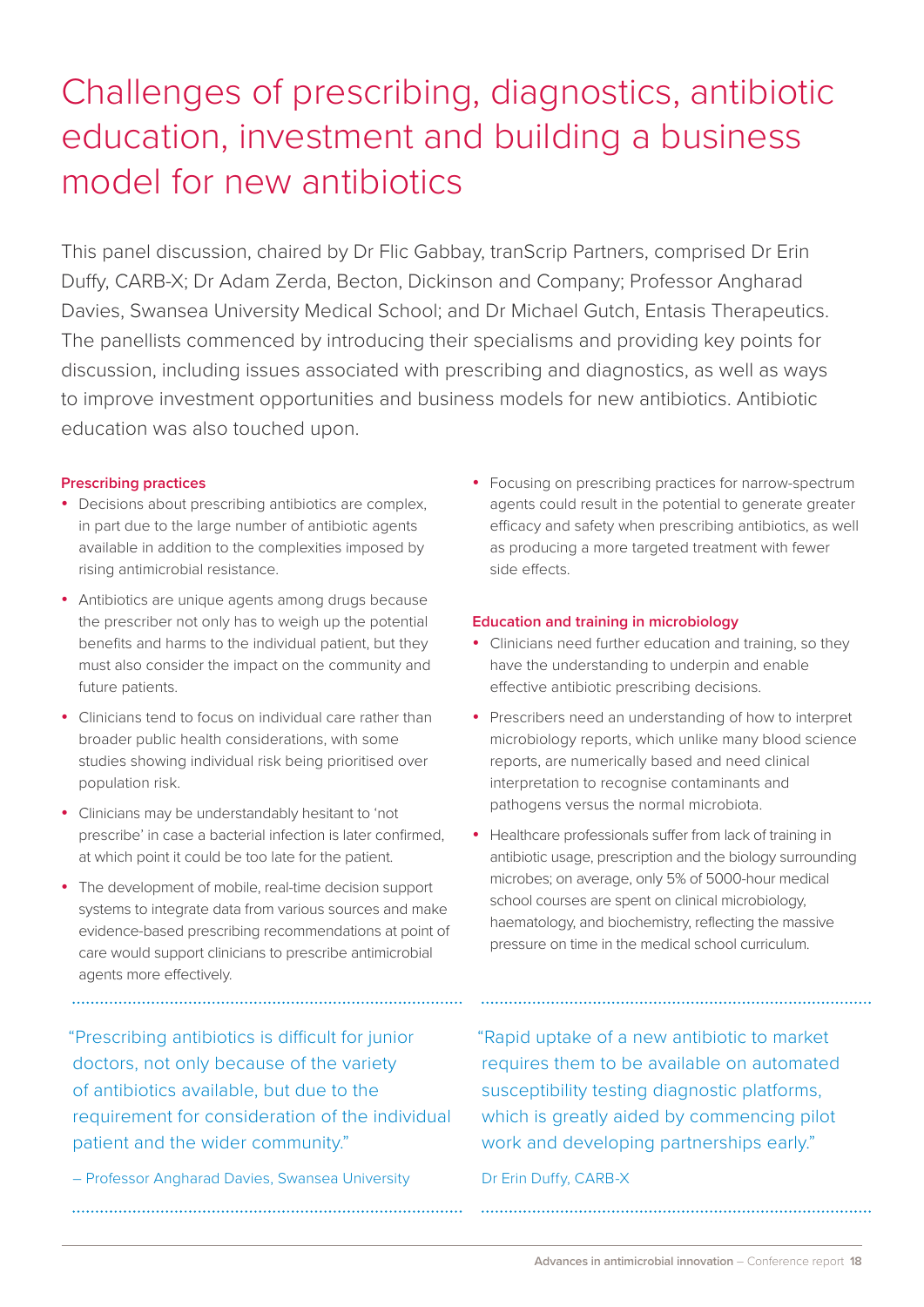# Challenges of prescribing, diagnostics, antibiotic education, investment and building a business model for new antibiotics

This panel discussion, chaired by Dr Flic Gabbay, tranScrip Partners, comprised Dr Erin Duffy, CARB-X; Dr Adam Zerda, Becton, Dickinson and Company; Professor Angharad Davies, Swansea University Medical School; and Dr Michael Gutch, Entasis Therapeutics. The panellists commenced by introducing their specialisms and providing key points for discussion, including issues associated with prescribing and diagnostics, as well as ways to improve investment opportunities and business models for new antibiotics. Antibiotic education was also touched upon.

### Prescribing practices

- Decisions about prescribing antibiotics are complex, in part due to the large number of antibiotic agents available in addition to the complexities imposed by rising antimicrobial resistance.
- Antibiotics are unique agents among drugs because the prescriber not only has to weigh up the potential benefits and harms to the individual patient, but they must also consider the impact on the community and future patients.
- Clinicians tend to focus on individual care rather than broader public health considerations, with some studies showing individual risk being prioritised over population risk.
- Clinicians may be understandably hesitant to 'not prescribe' in case a bacterial infection is later confirmed, at which point it could be too late for the patient.
- The development of mobile, real-time decision support systems to integrate data from various sources and make evidence-based prescribing recommendations at point of care would support clinicians to prescribe antimicrobial agents more effectively.
- Focusing on prescribing practices for narrow-spectrum agents could result in the potential to generate greater efficacy and safety when prescribing antibiotics, as well as producing a more targeted treatment with fewer side effects.

### Education and training in microbiology

- Clinicians need further education and training, so they have the understanding to underpin and enable effective antibiotic prescribing decisions.
- Prescribers need an understanding of how to interpret microbiology reports, which unlike many blood science reports, are numerically based and need clinical interpretation to recognise contaminants and pathogens versus the normal microbiota.
- Healthcare professionals suffer from lack of training in antibiotic usage, prescription and the biology surrounding microbes; on average, only 5% of 5000-hour medical school courses are spent on clinical microbiology, haematology, and biochemistry, reflecting the massive pressure on time in the medical school curriculum.

> "Prescribing antibiotics is difficult for junior doctors, not only because of the variety of antibiotics available, but due to the requirement for consideration of the individual patient and the wider community."
>
> – Professor Angharad Davies, Swansea University

> "Rapid uptake of a new antibiotic to market requires them to be available on automated susceptibility testing diagnostic platforms, which is greatly aided by commencing pilot work and developing partnerships early."
>
> Dr Erin Duffy, CARB-X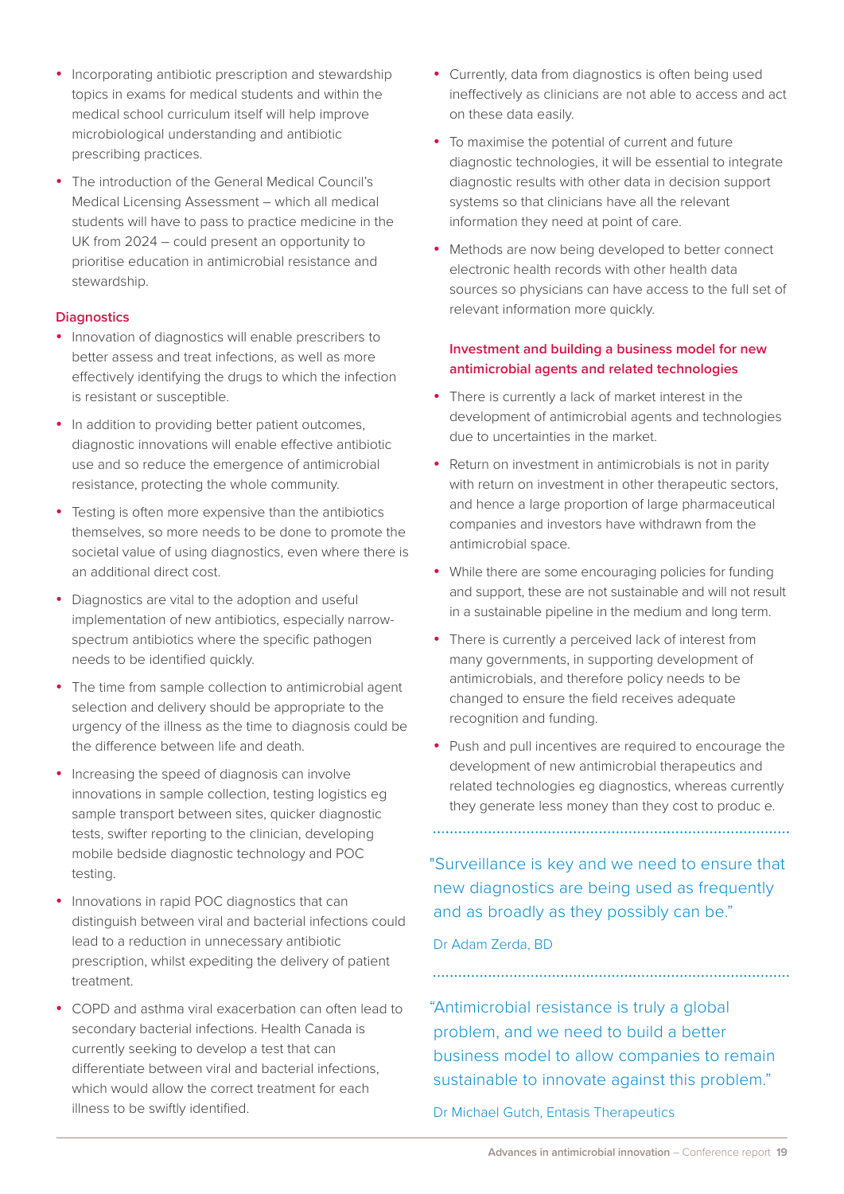- Incorporating antibiotic prescription and stewardship topics in exams for medical students and within the medical school curriculum itself will help improve microbiological understanding and antibiotic prescribing practices.
- The introduction of the General Medical Council's Medical Licensing Assessment – which all medical students will have to pass to practice medicine in the UK from 2024 – could present an opportunity to prioritise education in antimicrobial resistance and stewardship.

### Diagnostics

- Innovation of diagnostics will enable prescribers to better assess and treat infections, as well as more effectively identifying the drugs to which the infection is resistant or susceptible.
- In addition to providing better patient outcomes, diagnostic innovations will enable effective antibiotic use and so reduce the emergence of antimicrobial resistance, protecting the whole community.
- Testing is often more expensive than the antibiotics themselves, so more needs to be done to promote the societal value of using diagnostics, even where there is an additional direct cost.
- Diagnostics are vital to the adoption and useful implementation of new antibiotics, especially narrow-spectrum antibiotics where the specific pathogen needs to be identified quickly.
- The time from sample collection to antimicrobial agent selection and delivery should be appropriate to the urgency of the illness as the time to diagnosis could be the difference between life and death.
- Increasing the speed of diagnosis can involve innovations in sample collection, testing logistics eg sample transport between sites, quicker diagnostic tests, swifter reporting to the clinician, developing mobile bedside diagnostic technology and POC testing.
- Innovations in rapid POC diagnostics that can distinguish between viral and bacterial infections could lead to a reduction in unnecessary antibiotic prescription, whilst expediting the delivery of patient treatment.
- COPD and asthma viral exacerbation can often lead to secondary bacterial infections. Health Canada is currently seeking to develop a test that can differentiate between viral and bacterial infections, which would allow the correct treatment for each illness to be swiftly identified.
- Currently, data from diagnostics is often being used ineffectively as clinicians are not able to access and act on these data easily.
- To maximise the potential of current and future diagnostic technologies, it will be essential to integrate diagnostic results with other data in decision support systems so that clinicians have all the relevant information they need at point of care.
- Methods are now being developed to better connect electronic health records with other health data sources so physicians can have access to the full set of relevant information more quickly.

### Investment and building a business model for new antimicrobial agents and related technologies

- There is currently a lack of market interest in the development of antimicrobial agents and technologies due to uncertainties in the market.
- Return on investment in antimicrobials is not in parity with return on investment in other therapeutic sectors, and hence a large proportion of large pharmaceutical companies and investors have withdrawn from the antimicrobial space.
- While there are some encouraging policies for funding and support, these are not sustainable and will not result in a sustainable pipeline in the medium and long term.
- There is currently a perceived lack of interest from many governments, in supporting development of antimicrobials, and therefore policy needs to be changed to ensure the field receives adequate recognition and funding.
- Push and pull incentives are required to encourage the development of new antimicrobial therapeutics and related technologies eg diagnostics, whereas currently they generate less money than they cost to produc e.

"Surveillance is key and we need to ensure that new diagnostics are being used as frequently and as broadly as they possibly can be."

Dr Adam Zerda, BD

"Antimicrobial resistance is truly a global problem, and we need to build a better business model to allow companies to remain sustainable to innovate against this problem."

Dr Michael Gutch, Entasis Therapeutics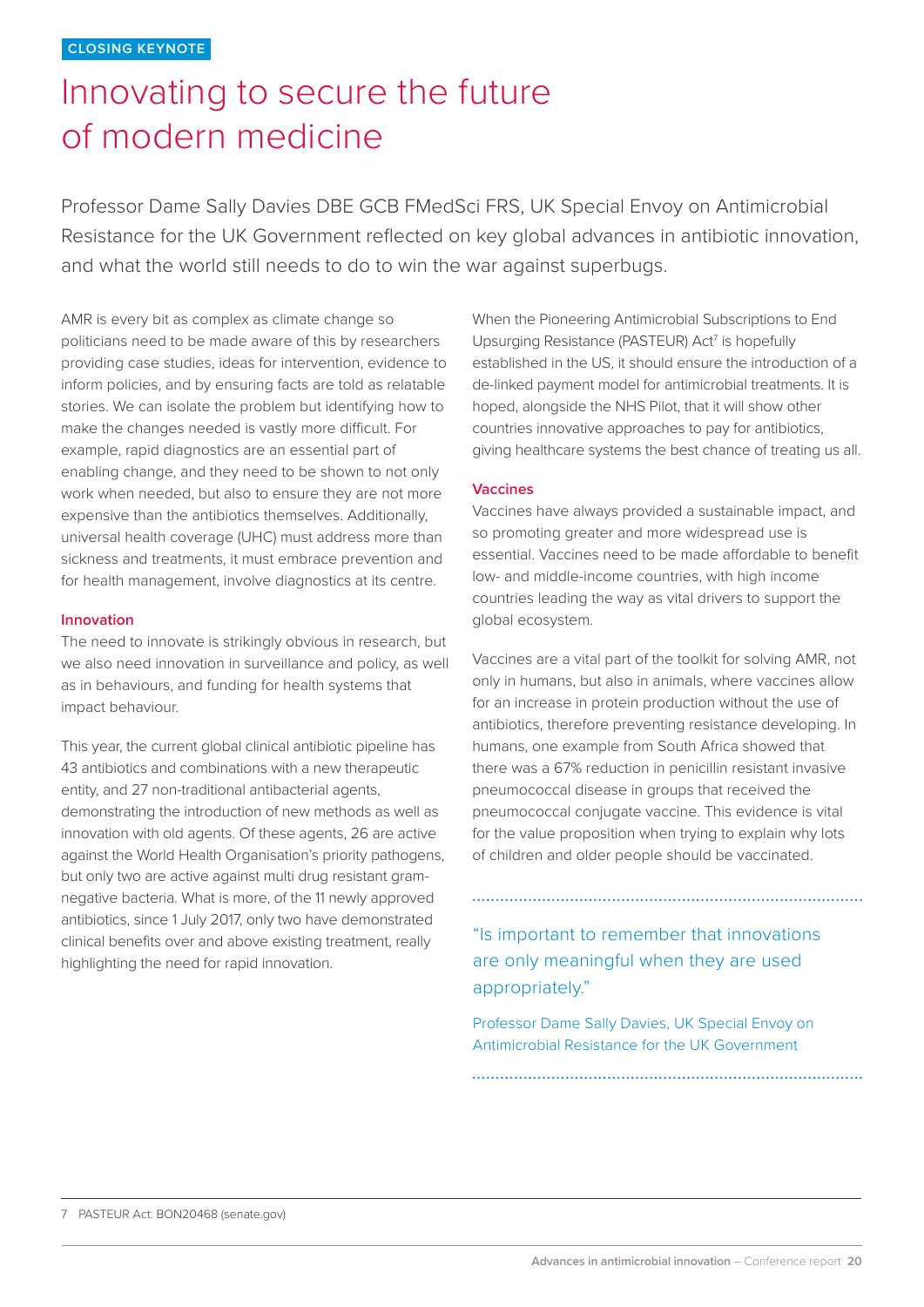CLOSING KEYNOTE

# Innovating to secure the future of modern medicine

Professor Dame Sally Davies DBE GCB FMedSci FRS, UK Special Envoy on Antimicrobial Resistance for the UK Government reflected on key global advances in antibiotic innovation, and what the world still needs to do to win the war against superbugs.

AMR is every bit as complex as climate change so politicians need to be made aware of this by researchers providing case studies, ideas for intervention, evidence to inform policies, and by ensuring facts are told as relatable stories. We can isolate the problem but identifying how to make the changes needed is vastly more difficult. For example, rapid diagnostics are an essential part of enabling change, and they need to be shown to not only work when needed, but also to ensure they are not more expensive than the antibiotics themselves. Additionally, universal health coverage (UHC) must address more than sickness and treatments, it must embrace prevention and for health management, involve diagnostics at its centre.

### Innovation

The need to innovate is strikingly obvious in research, but we also need innovation in surveillance and policy, as well as in behaviours, and funding for health systems that impact behaviour.

This year, the current global clinical antibiotic pipeline has 43 antibiotics and combinations with a new therapeutic entity, and 27 non-traditional antibacterial agents, demonstrating the introduction of new methods as well as innovation with old agents. Of these agents, 26 are active against the World Health Organisation's priority pathogens, but only two are active against multi drug resistant gram-negative bacteria. What is more, of the 11 newly approved antibiotics, since 1 July 2017, only two have demonstrated clinical benefits over and above existing treatment, really highlighting the need for rapid innovation.

When the Pioneering Antimicrobial Subscriptions to End Upsurging Resistance (PASTEUR) Act[7] is hopefully established in the US, it should ensure the introduction of a de-linked payment model for antimicrobial treatments. It is hoped, alongside the NHS Pilot, that it will show other countries innovative approaches to pay for antibiotics, giving healthcare systems the best chance of treating us all.

### Vaccines

Vaccines have always provided a sustainable impact, and so promoting greater and more widespread use is essential. Vaccines need to be made affordable to benefit low- and middle-income countries, with high income countries leading the way as vital drivers to support the global ecosystem.

Vaccines are a vital part of the toolkit for solving AMR, not only in humans, but also in animals, where vaccines allow for an increase in protein production without the use of antibiotics, therefore preventing resistance developing. In humans, one example from South Africa showed that there was a 67% reduction in penicillin resistant invasive pneumococcal disease in groups that received the pneumococcal conjugate vaccine. This evidence is vital for the value proposition when trying to explain why lots of children and older people should be vaccinated.

> "Is important to remember that innovations are only meaningful when they are used appropriately."
>
> Professor Dame Sally Davies, UK Special Envoy on Antimicrobial Resistance for the UK Government

7 PASTEUR Act: BON20468 (senate.gov)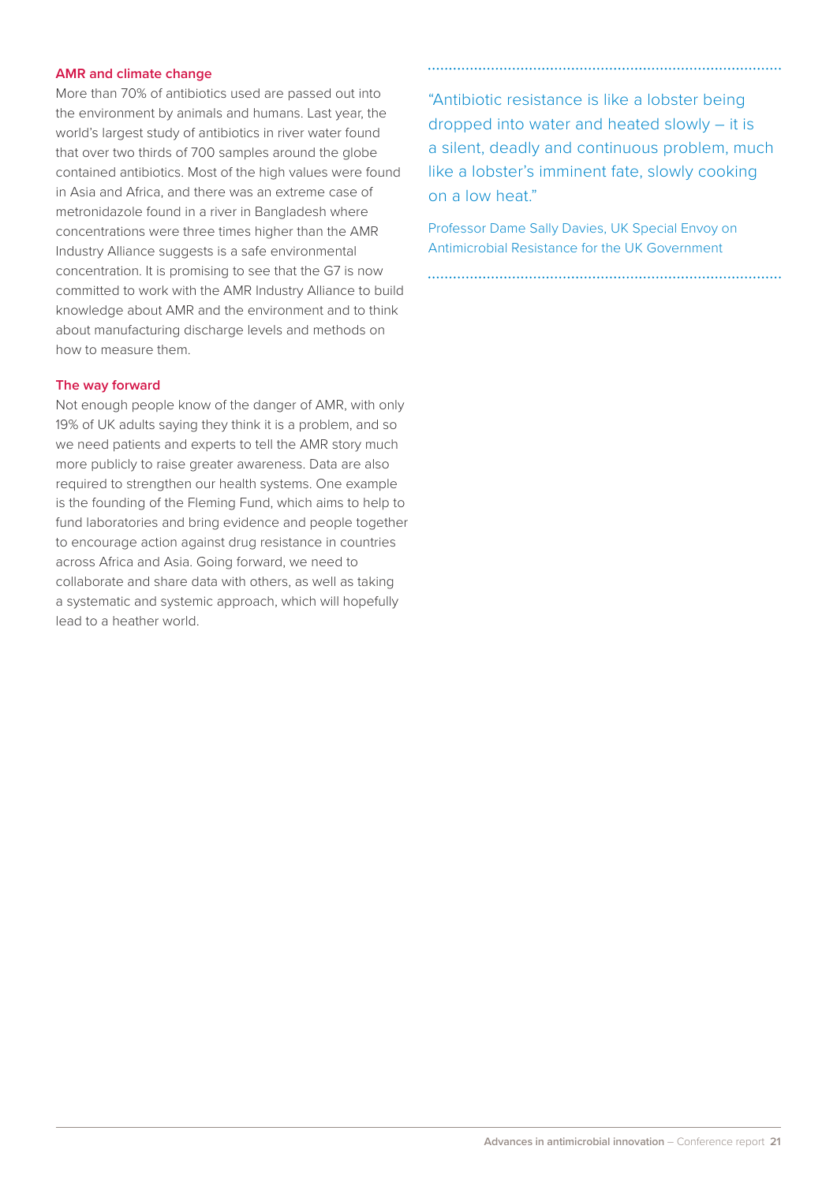### AMR and climate change

More than 70% of antibiotics used are passed out into the environment by animals and humans. Last year, the world's largest study of antibiotics in river water found that over two thirds of 700 samples around the globe contained antibiotics. Most of the high values were found in Asia and Africa, and there was an extreme case of metronidazole found in a river in Bangladesh where concentrations were three times higher than the AMR Industry Alliance suggests is a safe environmental concentration. It is promising to see that the G7 is now committed to work with the AMR Industry Alliance to build knowledge about AMR and the environment and to think about manufacturing discharge levels and methods on how to measure them.

### The way forward

Not enough people know of the danger of AMR, with only 19% of UK adults saying they think it is a problem, and so we need patients and experts to tell the AMR story much more publicly to raise greater awareness. Data are also required to strengthen our health systems. One example is the founding of the Fleming Fund, which aims to help to fund laboratories and bring evidence and people together to encourage action against drug resistance in countries across Africa and Asia. Going forward, we need to collaborate and share data with others, as well as taking a systematic and systemic approach, which will hopefully lead to a heather world.

> "Antibiotic resistance is like a lobster being dropped into water and heated slowly – it is a silent, deadly and continuous problem, much like a lobster's imminent fate, slowly cooking on a low heat."
>
> Professor Dame Sally Davies, UK Special Envoy on Antimicrobial Resistance for the UK Government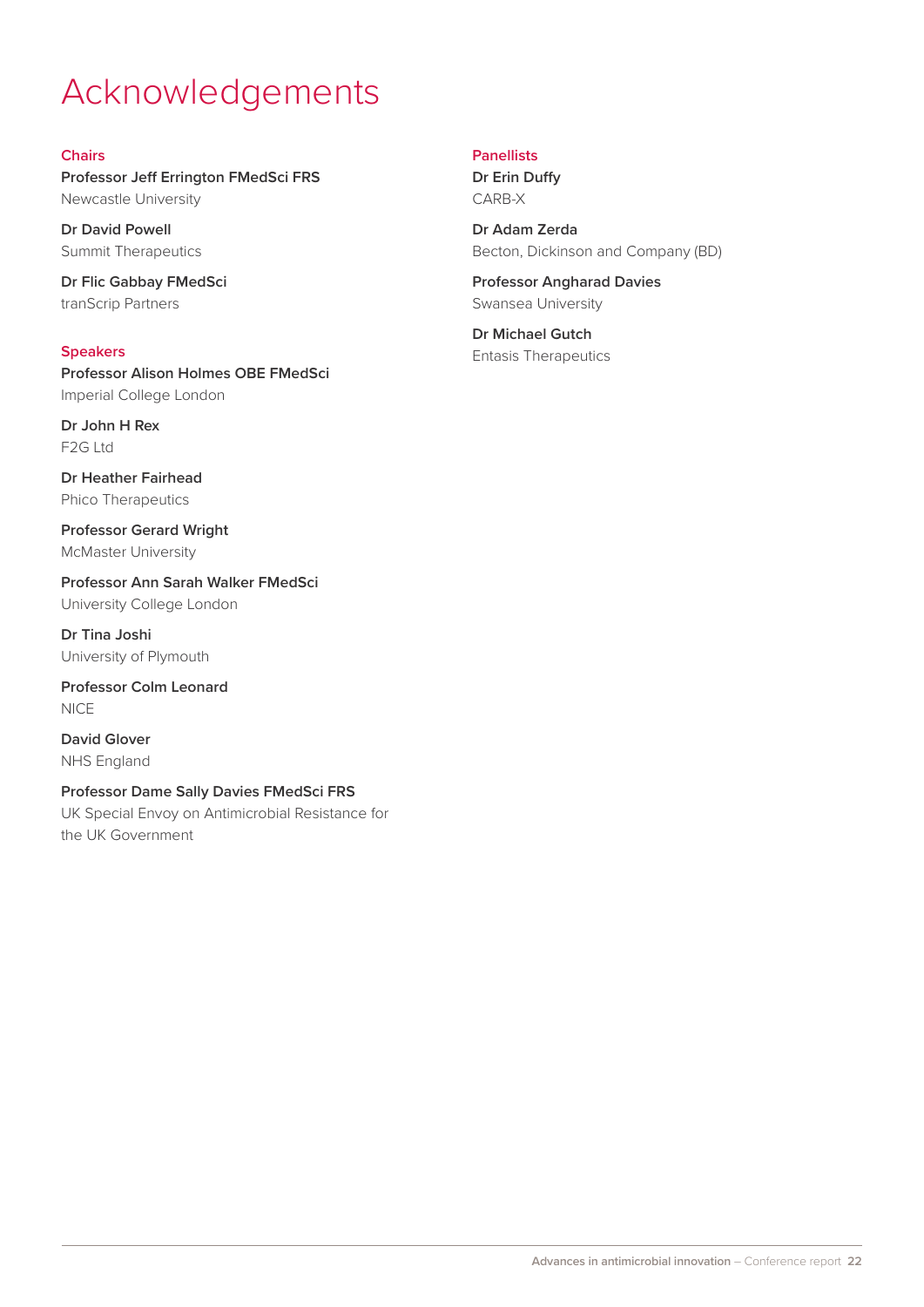# Acknowledgements

## Chairs

**Professor Jeff Errington FMedSci FRS**
Newcastle University

**Dr David Powell**
Summit Therapeutics

**Dr Flic Gabbay FMedSci**
tranScrip Partners

## Speakers

**Professor Alison Holmes OBE FMedSci**
Imperial College London

**Dr John H Rex**
F2G Ltd

**Dr Heather Fairhead**
Phico Therapeutics

**Professor Gerard Wright**
McMaster University

**Professor Ann Sarah Walker FMedSci**
University College London

**Dr Tina Joshi**
University of Plymouth

**Professor Colm Leonard**
NICE

**David Glover**
NHS England

**Professor Dame Sally Davies FMedSci FRS**
UK Special Envoy on Antimicrobial Resistance for the UK Government

## Panellists

**Dr Erin Duffy**
CARB-X

**Dr Adam Zerda**
Becton, Dickinson and Company (BD)

**Professor Angharad Davies**
Swansea University

**Dr Michael Gutch**
Entasis Therapeutics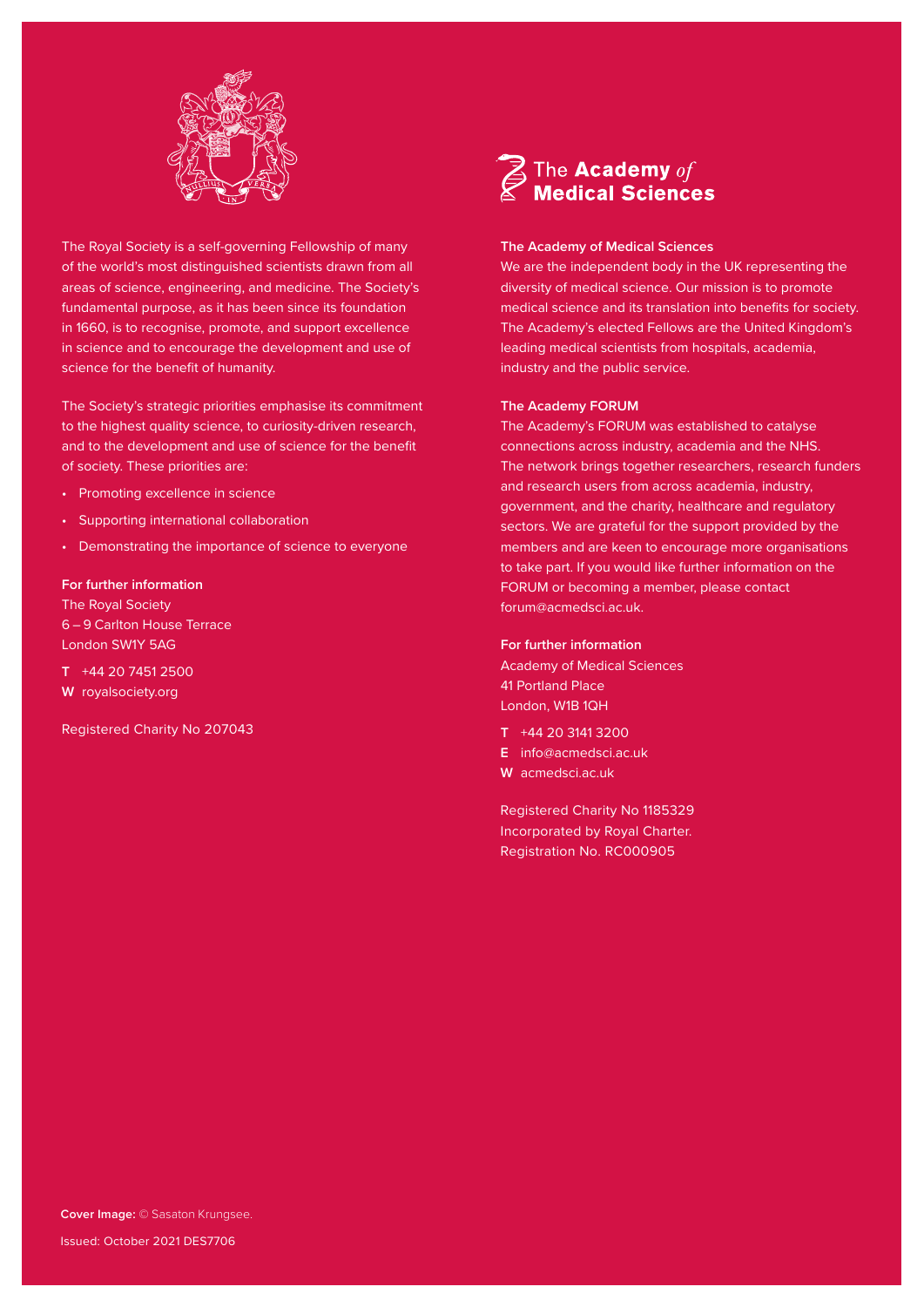The Royal Society is a self-governing Fellowship of many of the world's most distinguished scientists drawn from all areas of science, engineering, and medicine. The Society's fundamental purpose, as it has been since its foundation in 1660, is to recognise, promote, and support excellence in science and to encourage the development and use of science for the benefit of humanity.

The Society's strategic priorities emphasise its commitment to the highest quality science, to curiosity-driven research, and to the development and use of science for the benefit of society. These priorities are:

- Promoting excellence in science
- Supporting international collaboration
- Demonstrating the importance of science to everyone

**For further information**

The Royal Society
6 – 9 Carlton House Terrace
London SW1Y 5AG

**T** +44 20 7451 2500
**W** royalsociety.org

Registered Charity No 207043

The Academy *of* Medical Sciences

**The Academy of Medical Sciences**

We are the independent body in the UK representing the diversity of medical science. Our mission is to promote medical science and its translation into benefits for society. The Academy's elected Fellows are the United Kingdom's leading medical scientists from hospitals, academia, industry and the public service.

**The Academy FORUM**

The Academy's FORUM was established to catalyse connections across industry, academia and the NHS. The network brings together researchers, research funders and research users from across academia, industry, government, and the charity, healthcare and regulatory sectors. We are grateful for the support provided by the members and are keen to encourage more organisations to take part. If you would like further information on the FORUM or becoming a member, please contact forum@acmedsci.ac.uk.

**For further information**

Academy of Medical Sciences
41 Portland Place
London, W1B 1QH

**T** +44 20 3141 3200
**E** info@acmedsci.ac.uk
**W** acmedsci.ac.uk

Registered Charity No 1185329
Incorporated by Royal Charter.
Registration No. RC000905

**Cover Image:** © Sasaton Krungsee.

Issued: October 2021 DES7706